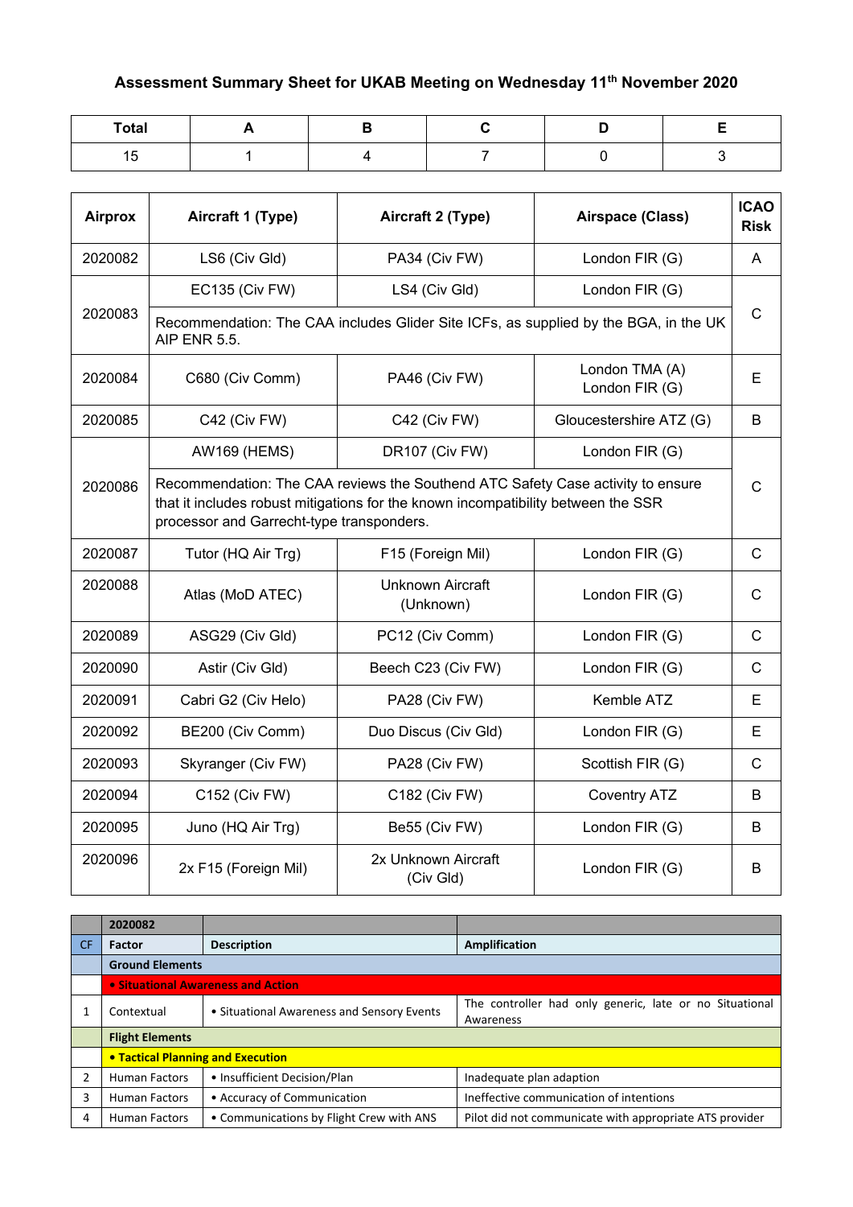# Assessment Summary Sheet for UKAB Meeting on Wednesday 11th November 2020

| Total | A | B | C | D | E |
|---|---|---|---|---|---|
| 15 | 1 | 4 | 7 | 0 | 3 |

| Airprox | Aircraft 1 (Type) | Aircraft 2 (Type) | Airspace (Class) | ICAO Risk |
|---|---|---|---|---|
| 2020082 | LS6 (Civ Gld) | PA34 (Civ FW) | London FIR (G) | A |
| 2020083 | EC135 (Civ FW) | LS4 (Civ Gld) | London FIR (G) | C |
| | Recommendation: The CAA includes Glider Site ICFs, as supplied by the BGA, in the UK AIP ENR 5.5. | | | |
| 2020084 | C680 (Civ Comm) | PA46 (Civ FW) | London TMA (A) London FIR (G) | E |
| 2020085 | C42 (Civ FW) | C42 (Civ FW) | Gloucestershire ATZ (G) | B |
| 2020086 | AW169 (HEMS) | DR107 (Civ FW) | London FIR (G) | C |
| | Recommendation: The CAA reviews the Southend ATC Safety Case activity to ensure that it includes robust mitigations for the known incompatibility between the SSR processor and Garrecht-type transponders. | | | |
| 2020087 | Tutor (HQ Air Trg) | F15 (Foreign Mil) | London FIR (G) | C |
| 2020088 | Atlas (MoD ATEC) | Unknown Aircraft (Unknown) | London FIR (G) | C |
| 2020089 | ASG29 (Civ Gld) | PC12 (Civ Comm) | London FIR (G) | C |
| 2020090 | Astir (Civ Gld) | Beech C23 (Civ FW) | London FIR (G) | C |
| 2020091 | Cabri G2 (Civ Helo) | PA28 (Civ FW) | Kemble ATZ | E |
| 2020092 | BE200 (Civ Comm) | Duo Discus (Civ Gld) | London FIR (G) | E |
| 2020093 | Skyranger (Civ FW) | PA28 (Civ FW) | Scottish FIR (G) | C |
| 2020094 | C152 (Civ FW) | C182 (Civ FW) | Coventry ATZ | B |
| 2020095 | Juno (HQ Air Trg) | Be55 (Civ FW) | London FIR (G) | B |
| 2020096 | 2x F15 (Foreign Mil) | 2x Unknown Aircraft (Civ Gld) | London FIR (G) | B |

| | 2020082 | | |
|---|---|---|---|
| CF | Factor | Description | Amplification |
| | **Ground Elements** | | |
| | **• Situational Awareness and Action** | | |
| 1 | Contextual | • Situational Awareness and Sensory Events | The controller had only generic, late or no Situational Awareness |
| | **Flight Elements** | | |
| | **• Tactical Planning and Execution** | | |
| 2 | Human Factors | • Insufficient Decision/Plan | Inadequate plan adaption |
| 3 | Human Factors | • Accuracy of Communication | Ineffective communication of intentions |
| 4 | Human Factors | • Communications by Flight Crew with ANS | Pilot did not communicate with appropriate ATS provider |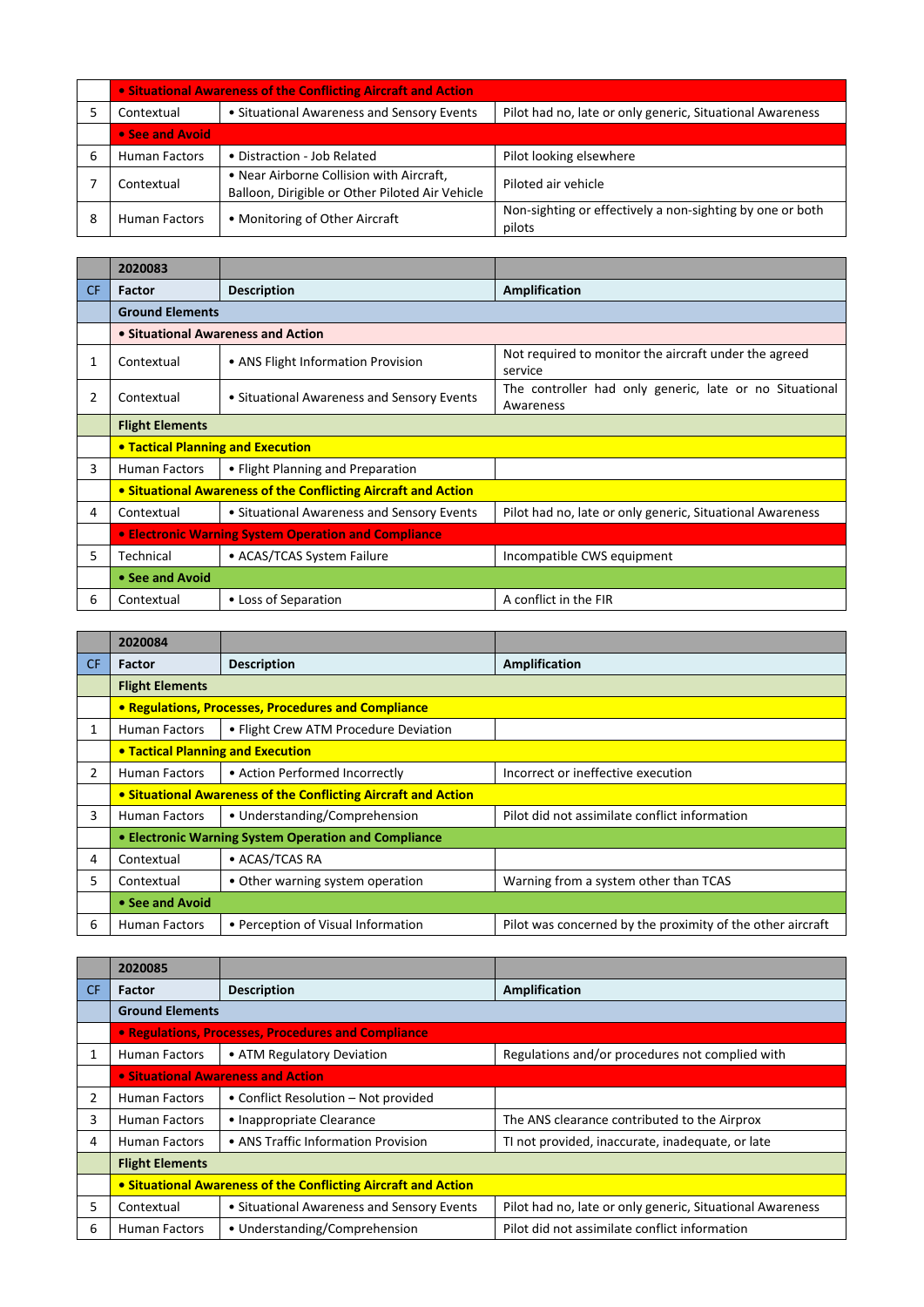| | • Situational Awareness of the Conflicting Aircraft and Action | | |
|---|---|---|---|
| 5 | Contextual | • Situational Awareness and Sensory Events | Pilot had no, late or only generic, Situational Awareness |
| | • See and Avoid | | |
| 6 | Human Factors | • Distraction - Job Related | Pilot looking elsewhere |
| 7 | Contextual | • Near Airborne Collision with Aircraft, Balloon, Dirigible or Other Piloted Air Vehicle | Piloted air vehicle |
| 8 | Human Factors | • Monitoring of Other Aircraft | Non-sighting or effectively a non-sighting by one or both pilots |

| | 2020083 | | |
|---|---|---|---|
| CF | Factor | Description | Amplification |
| | **Ground Elements** | | |
| | • Situational Awareness and Action | | |
| 1 | Contextual | • ANS Flight Information Provision | Not required to monitor the aircraft under the agreed service |
| 2 | Contextual | • Situational Awareness and Sensory Events | The controller had only generic, late or no Situational Awareness |
| | **Flight Elements** | | |
| | • Tactical Planning and Execution | | |
| 3 | Human Factors | • Flight Planning and Preparation | |
| | • Situational Awareness of the Conflicting Aircraft and Action | | |
| 4 | Contextual | • Situational Awareness and Sensory Events | Pilot had no, late or only generic, Situational Awareness |
| | • Electronic Warning System Operation and Compliance | | |
| 5 | Technical | • ACAS/TCAS System Failure | Incompatible CWS equipment |
| | • See and Avoid | | |
| 6 | Contextual | • Loss of Separation | A conflict in the FIR |

| | 2020084 | | |
|---|---|---|---|
| CF | Factor | Description | Amplification |
| | **Flight Elements** | | |
| | • Regulations, Processes, Procedures and Compliance | | |
| 1 | Human Factors | • Flight Crew ATM Procedure Deviation | |
| | • Tactical Planning and Execution | | |
| 2 | Human Factors | • Action Performed Incorrectly | Incorrect or ineffective execution |
| | • Situational Awareness of the Conflicting Aircraft and Action | | |
| 3 | Human Factors | • Understanding/Comprehension | Pilot did not assimilate conflict information |
| | • Electronic Warning System Operation and Compliance | | |
| 4 | Contextual | • ACAS/TCAS RA | |
| 5 | Contextual | • Other warning system operation | Warning from a system other than TCAS |
| | • See and Avoid | | |
| 6 | Human Factors | • Perception of Visual Information | Pilot was concerned by the proximity of the other aircraft |

| | 2020085 | | |
|---|---|---|---|
| CF | Factor | Description | Amplification |
| | **Ground Elements** | | |
| | • Regulations, Processes, Procedures and Compliance | | |
| 1 | Human Factors | • ATM Regulatory Deviation | Regulations and/or procedures not complied with |
| | • Situational Awareness and Action | | |
| 2 | Human Factors | • Conflict Resolution – Not provided | |
| 3 | Human Factors | • Inappropriate Clearance | The ANS clearance contributed to the Airprox |
| 4 | Human Factors | • ANS Traffic Information Provision | TI not provided, inaccurate, inadequate, or late |
| | **Flight Elements** | | |
| | • Situational Awareness of the Conflicting Aircraft and Action | | |
| 5 | Contextual | • Situational Awareness and Sensory Events | Pilot had no, late or only generic, Situational Awareness |
| 6 | Human Factors | • Understanding/Comprehension | Pilot did not assimilate conflict information |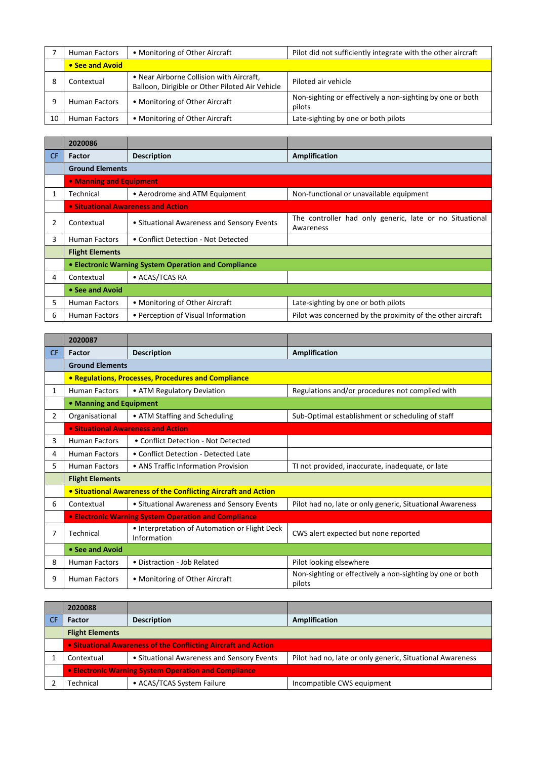| | | | |
|---|---|---|---|
| 7 | Human Factors | • Monitoring of Other Aircraft | Pilot did not sufficiently integrate with the other aircraft |
| | • See and Avoid | | |
| 8 | Contextual | • Near Airborne Collision with Aircraft, Balloon, Dirigible or Other Piloted Air Vehicle | Piloted air vehicle |
| 9 | Human Factors | • Monitoring of Other Aircraft | Non-sighting or effectively a non-sighting by one or both pilots |
| 10 | Human Factors | • Monitoring of Other Aircraft | Late-sighting by one or both pilots |

| | 2020086 | | |
|---|---|---|---|
| CF | Factor | Description | Amplification |
| | Ground Elements | | |
| | • Manning and Equipment | | |
| 1 | Technical | • Aerodrome and ATM Equipment | Non-functional or unavailable equipment |
| | • Situational Awareness and Action | | |
| 2 | Contextual | • Situational Awareness and Sensory Events | The controller had only generic, late or no Situational Awareness |
| 3 | Human Factors | • Conflict Detection - Not Detected | |
| | Flight Elements | | |
| | • Electronic Warning System Operation and Compliance | | |
| 4 | Contextual | • ACAS/TCAS RA | |
| | • See and Avoid | | |
| 5 | Human Factors | • Monitoring of Other Aircraft | Late-sighting by one or both pilots |
| 6 | Human Factors | • Perception of Visual Information | Pilot was concerned by the proximity of the other aircraft |

| | 2020087 | | |
|---|---|---|---|
| CF | Factor | Description | Amplification |
| | Ground Elements | | |
| | • Regulations, Processes, Procedures and Compliance | | |
| 1 | Human Factors | • ATM Regulatory Deviation | Regulations and/or procedures not complied with |
| | • Manning and Equipment | | |
| 2 | Organisational | • ATM Staffing and Scheduling | Sub-Optimal establishment or scheduling of staff |
| | • Situational Awareness and Action | | |
| 3 | Human Factors | • Conflict Detection - Not Detected | |
| 4 | Human Factors | • Conflict Detection - Detected Late | |
| 5 | Human Factors | • ANS Traffic Information Provision | TI not provided, inaccurate, inadequate, or late |
| | Flight Elements | | |
| | • Situational Awareness of the Conflicting Aircraft and Action | | |
| 6 | Contextual | • Situational Awareness and Sensory Events | Pilot had no, late or only generic, Situational Awareness |
| | • Electronic Warning System Operation and Compliance | | |
| 7 | Technical | • Interpretation of Automation or Flight Deck Information | CWS alert expected but none reported |
| | • See and Avoid | | |
| 8 | Human Factors | • Distraction - Job Related | Pilot looking elsewhere |
| 9 | Human Factors | • Monitoring of Other Aircraft | Non-sighting or effectively a non-sighting by one or both pilots |

| | 2020088 | | |
|---|---|---|---|
| CF | Factor | Description | Amplification |
| | Flight Elements | | |
| | • Situational Awareness of the Conflicting Aircraft and Action | | |
| 1 | Contextual | • Situational Awareness and Sensory Events | Pilot had no, late or only generic, Situational Awareness |
| | • Electronic Warning System Operation and Compliance | | |
| 2 | Technical | • ACAS/TCAS System Failure | Incompatible CWS equipment |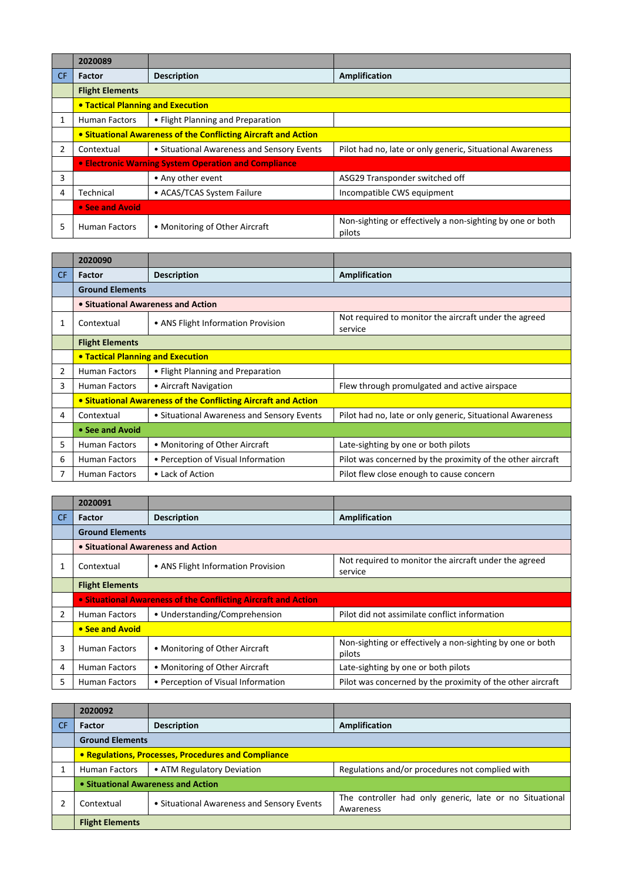| | 2020089 | | |
|---|---|---|---|
| CF | Factor | Description | Amplification |
| | **Flight Elements** | | |
| | **• Tactical Planning and Execution** | | |
| 1 | Human Factors | • Flight Planning and Preparation | |
| | **• Situational Awareness of the Conflicting Aircraft and Action** | | |
| 2 | Contextual | • Situational Awareness and Sensory Events | Pilot had no, late or only generic, Situational Awareness |
| | **• Electronic Warning System Operation and Compliance** | | |
| 3 | | • Any other event | ASG29 Transponder switched off |
| 4 | Technical | • ACAS/TCAS System Failure | Incompatible CWS equipment |
| | **• See and Avoid** | | |
| 5 | Human Factors | • Monitoring of Other Aircraft | Non-sighting or effectively a non-sighting by one or both pilots |

| | 2020090 | | |
|---|---|---|---|
| CF | Factor | Description | Amplification |
| | **Ground Elements** | | |
| | **• Situational Awareness and Action** | | |
| 1 | Contextual | • ANS Flight Information Provision | Not required to monitor the aircraft under the agreed service |
| | **Flight Elements** | | |
| | **• Tactical Planning and Execution** | | |
| 2 | Human Factors | • Flight Planning and Preparation | |
| 3 | Human Factors | • Aircraft Navigation | Flew through promulgated and active airspace |
| | **• Situational Awareness of the Conflicting Aircraft and Action** | | |
| 4 | Contextual | • Situational Awareness and Sensory Events | Pilot had no, late or only generic, Situational Awareness |
| | **• See and Avoid** | | |
| 5 | Human Factors | • Monitoring of Other Aircraft | Late-sighting by one or both pilots |
| 6 | Human Factors | • Perception of Visual Information | Pilot was concerned by the proximity of the other aircraft |
| 7 | Human Factors | • Lack of Action | Pilot flew close enough to cause concern |

| | 2020091 | | |
|---|---|---|---|
| CF | Factor | Description | Amplification |
| | **Ground Elements** | | |
| | **• Situational Awareness and Action** | | |
| 1 | Contextual | • ANS Flight Information Provision | Not required to monitor the aircraft under the agreed service |
| | **Flight Elements** | | |
| | **• Situational Awareness of the Conflicting Aircraft and Action** | | |
| 2 | Human Factors | • Understanding/Comprehension | Pilot did not assimilate conflict information |
| | **• See and Avoid** | | |
| 3 | Human Factors | • Monitoring of Other Aircraft | Non-sighting or effectively a non-sighting by one or both pilots |
| 4 | Human Factors | • Monitoring of Other Aircraft | Late-sighting by one or both pilots |
| 5 | Human Factors | • Perception of Visual Information | Pilot was concerned by the proximity of the other aircraft |

| | 2020092 | | |
|---|---|---|---|
| CF | Factor | Description | Amplification |
| | **Ground Elements** | | |
| | **• Regulations, Processes, Procedures and Compliance** | | |
| 1 | Human Factors | • ATM Regulatory Deviation | Regulations and/or procedures not complied with |
| | **• Situational Awareness and Action** | | |
| 2 | Contextual | • Situational Awareness and Sensory Events | The controller had only generic, late or no Situational Awareness |
| | **Flight Elements** | | |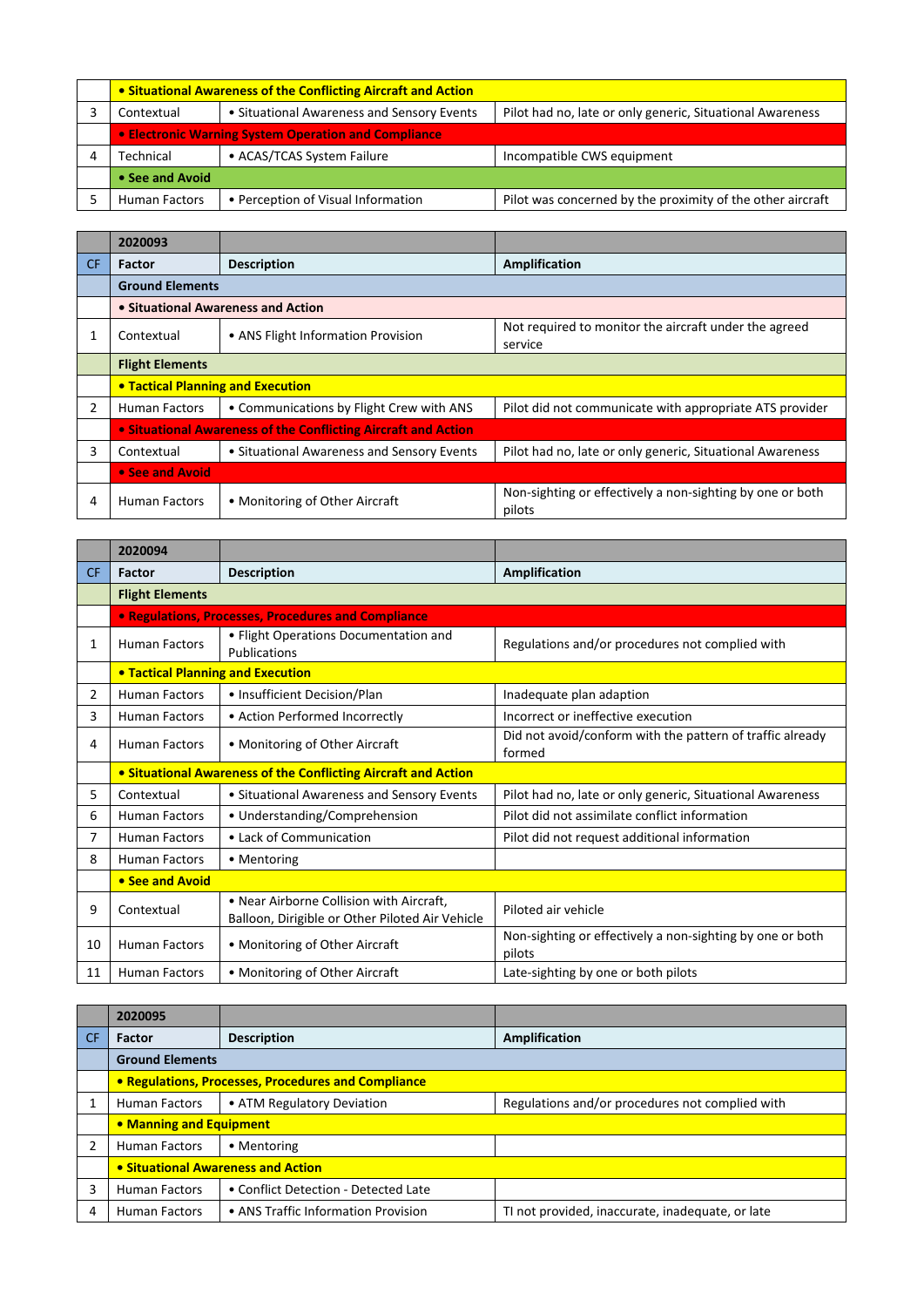| | | | |
|---|---|---|---|
| | **• Situational Awareness of the Conflicting Aircraft and Action** | | |
| 3 | Contextual | • Situational Awareness and Sensory Events | Pilot had no, late or only generic, Situational Awareness |
| | **• Electronic Warning System Operation and Compliance** | | |
| 4 | Technical | • ACAS/TCAS System Failure | Incompatible CWS equipment |
| | **• See and Avoid** | | |
| 5 | Human Factors | • Perception of Visual Information | Pilot was concerned by the proximity of the other aircraft |

| | **2020093** | | |
|---|---|---|---|
| CF | **Factor** | **Description** | **Amplification** |
| | **Ground Elements** | | |
| | **• Situational Awareness and Action** | | |
| 1 | Contextual | • ANS Flight Information Provision | Not required to monitor the aircraft under the agreed service |
| | **Flight Elements** | | |
| | **• Tactical Planning and Execution** | | |
| 2 | Human Factors | • Communications by Flight Crew with ANS | Pilot did not communicate with appropriate ATS provider |
| | **• Situational Awareness of the Conflicting Aircraft and Action** | | |
| 3 | Contextual | • Situational Awareness and Sensory Events | Pilot had no, late or only generic, Situational Awareness |
| | **• See and Avoid** | | |
| 4 | Human Factors | • Monitoring of Other Aircraft | Non-sighting or effectively a non-sighting by one or both pilots |

| | **2020094** | | |
|---|---|---|---|
| CF | **Factor** | **Description** | **Amplification** |
| | **Flight Elements** | | |
| | **• Regulations, Processes, Procedures and Compliance** | | |
| 1 | Human Factors | • Flight Operations Documentation and Publications | Regulations and/or procedures not complied with |
| | **• Tactical Planning and Execution** | | |
| 2 | Human Factors | • Insufficient Decision/Plan | Inadequate plan adaption |
| 3 | Human Factors | • Action Performed Incorrectly | Incorrect or ineffective execution |
| 4 | Human Factors | • Monitoring of Other Aircraft | Did not avoid/conform with the pattern of traffic already formed |
| | **• Situational Awareness of the Conflicting Aircraft and Action** | | |
| 5 | Contextual | • Situational Awareness and Sensory Events | Pilot had no, late or only generic, Situational Awareness |
| 6 | Human Factors | • Understanding/Comprehension | Pilot did not assimilate conflict information |
| 7 | Human Factors | • Lack of Communication | Pilot did not request additional information |
| 8 | Human Factors | • Mentoring | |
| | **• See and Avoid** | | |
| 9 | Contextual | • Near Airborne Collision with Aircraft, Balloon, Dirigible or Other Piloted Air Vehicle | Piloted air vehicle |
| 10 | Human Factors | • Monitoring of Other Aircraft | Non-sighting or effectively a non-sighting by one or both pilots |
| 11 | Human Factors | • Monitoring of Other Aircraft | Late-sighting by one or both pilots |

| | **2020095** | | |
|---|---|---|---|
| CF | **Factor** | **Description** | **Amplification** |
| | **Ground Elements** | | |
| | **• Regulations, Processes, Procedures and Compliance** | | |
| 1 | Human Factors | • ATM Regulatory Deviation | Regulations and/or procedures not complied with |
| | **• Manning and Equipment** | | |
| 2 | Human Factors | • Mentoring | |
| | **• Situational Awareness and Action** | | |
| 3 | Human Factors | • Conflict Detection - Detected Late | |
| 4 | Human Factors | • ANS Traffic Information Provision | TI not provided, inaccurate, inadequate, or late |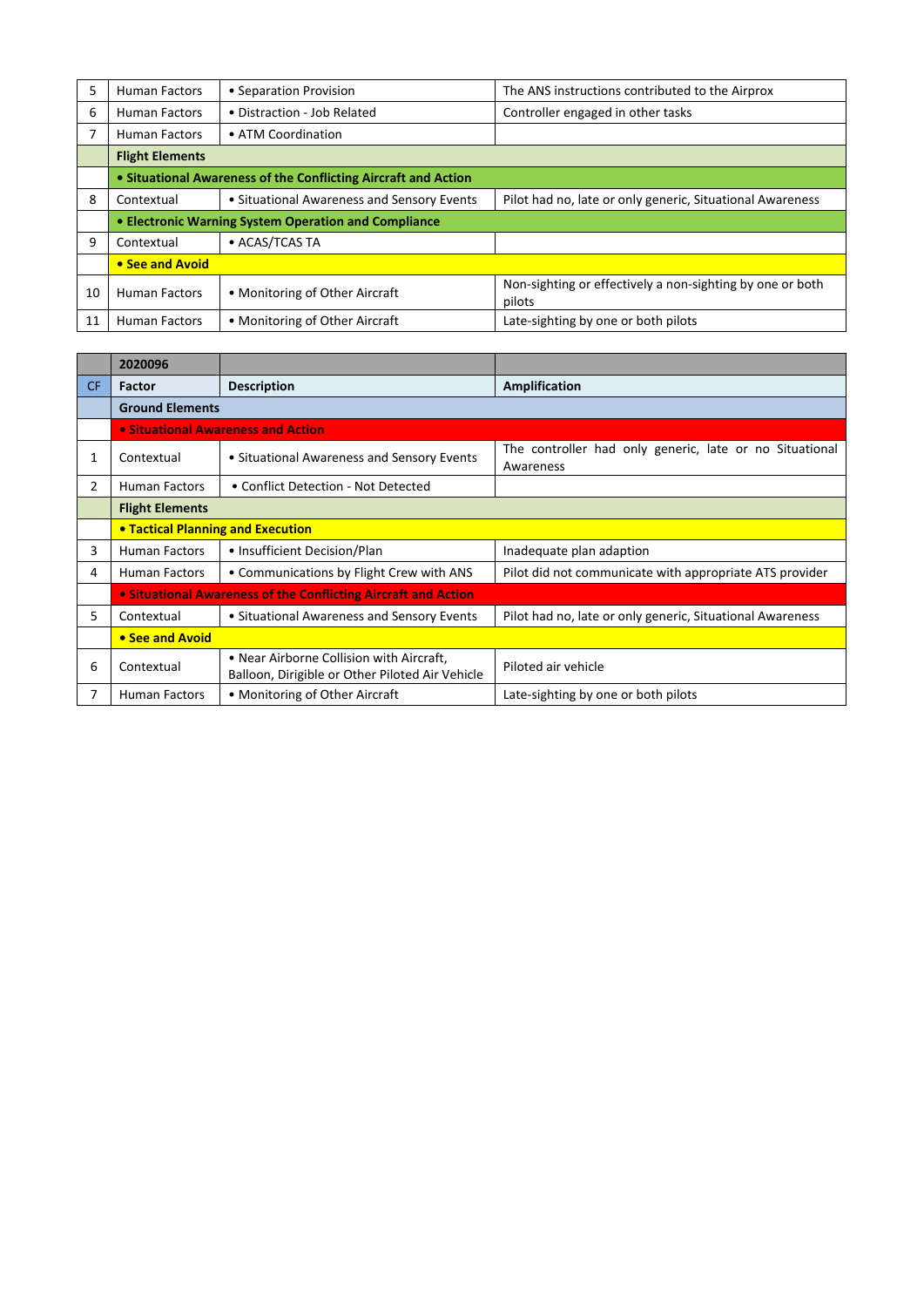| | | | |
|---|---|---|---|
| 5 | Human Factors | • Separation Provision | The ANS instructions contributed to the Airprox |
| 6 | Human Factors | • Distraction - Job Related | Controller engaged in other tasks |
| 7 | Human Factors | • ATM Coordination | |
| | **Flight Elements** | | |
| | **• Situational Awareness of the Conflicting Aircraft and Action** | | |
| 8 | Contextual | • Situational Awareness and Sensory Events | Pilot had no, late or only generic, Situational Awareness |
| | **• Electronic Warning System Operation and Compliance** | | |
| 9 | Contextual | • ACAS/TCAS TA | |
| | **• See and Avoid** | | |
| 10 | Human Factors | • Monitoring of Other Aircraft | Non-sighting or effectively a non-sighting by one or both pilots |
| 11 | Human Factors | • Monitoring of Other Aircraft | Late-sighting by one or both pilots |

| | **2020096** | | |
|---|---|---|---|
| CF | **Factor** | **Description** | **Amplification** |
| | **Ground Elements** | | |
| | **• Situational Awareness and Action** | | |
| 1 | Contextual | • Situational Awareness and Sensory Events | The controller had only generic, late or no Situational Awareness |
| 2 | Human Factors | • Conflict Detection - Not Detected | |
| | **Flight Elements** | | |
| | **• Tactical Planning and Execution** | | |
| 3 | Human Factors | • Insufficient Decision/Plan | Inadequate plan adaption |
| 4 | Human Factors | • Communications by Flight Crew with ANS | Pilot did not communicate with appropriate ATS provider |
| | **• Situational Awareness of the Conflicting Aircraft and Action** | | |
| 5 | Contextual | • Situational Awareness and Sensory Events | Pilot had no, late or only generic, Situational Awareness |
| | **• See and Avoid** | | |
| 6 | Contextual | • Near Airborne Collision with Aircraft, Balloon, Dirigible or Other Piloted Air Vehicle | Piloted air vehicle |
| 7 | Human Factors | • Monitoring of Other Aircraft | Late-sighting by one or both pilots |